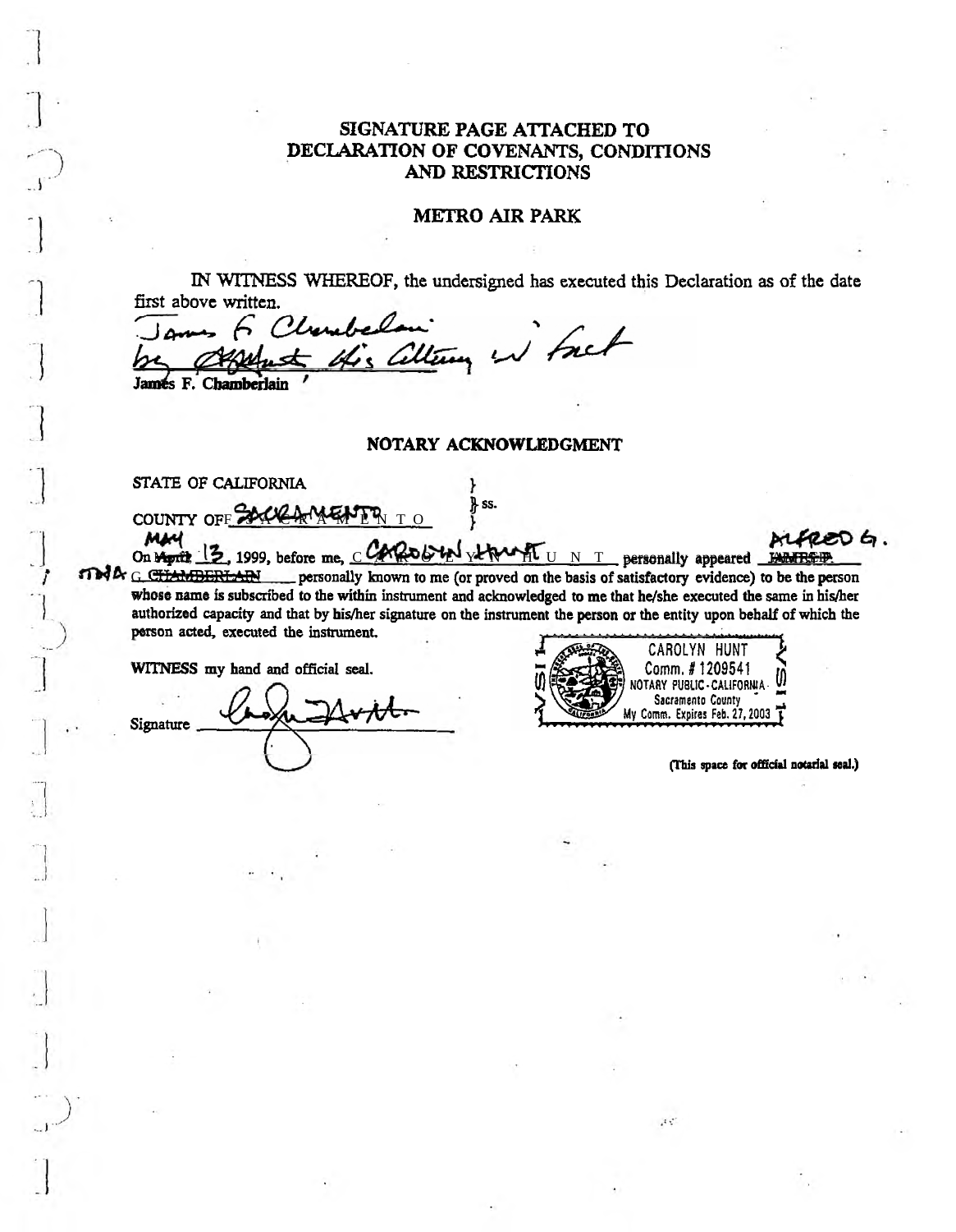# SIGNATURE PAGE ATTACHED TO DECLARATION OF COVENANTS, CONDITIONS AND RESTRICTIONS

## METRO AIR PARK

IN WITNESS WHEREOF, the undersigned has executed this Declaration as of the date first above written.

James F. Chamberlain by Alfred G. Chamberlain His Attorney in fact

James F. Chamberlain

### NOTARY ACKNOWLEDGMENT

STATE OF CALIFORNIA }
} ss.
COUNTY OF SACRAMENTO }

On ~~April~~ May 13, 1999, before me, CAROLYN HUNT personally appeared ~~JAMES F.~~ ALFRED G. ~~CHAMBERLAIN~~ personally known to me (or proved on the basis of satisfactory evidence) to be the person whose name is subscribed to the within instrument and acknowledged to me that he/she executed the same in his/her authorized capacity and that by his/her signature on the instrument the person or the entity upon behalf of which the person acted, executed the instrument.

WITNESS my hand and official seal.

Signature Carolyn Hunt

CAROLYN HUNT
Comm. # 1209541
NOTARY PUBLIC - CALIFORNIA
Sacramento County
My Comm. Expires Feb. 27, 2003

(This space for official notarial seal.)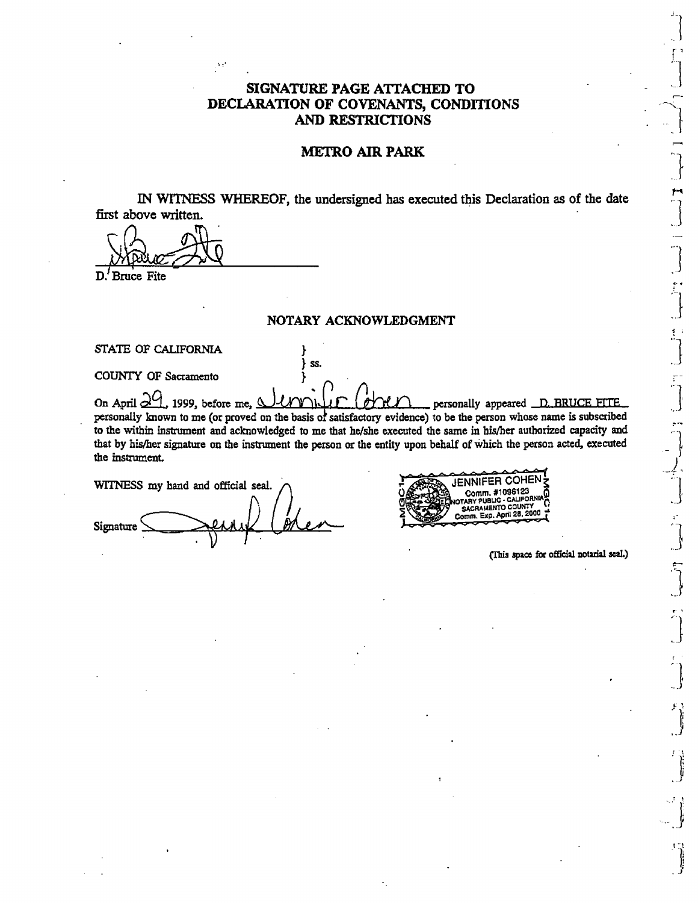# SIGNATURE PAGE ATTACHED TO DECLARATION OF COVENANTS, CONDITIONS AND RESTRICTIONS

## METRO AIR PARK

IN WITNESS WHEREOF, the undersigned has executed this Declaration as of the date first above written.

D. Bruce Fite

## NOTARY ACKNOWLEDGMENT

STATE OF CALIFORNIA } ss.

COUNTY OF Sacramento }

On April 29, 1999, before me, Jennifer Cohen personally appeared D. BRUCE FITE personally known to me (or proved on the basis of satisfactory evidence) to be the person whose name is subscribed to the within instrument and acknowledged to me that he/she executed the same in his/her authorized capacity and that by his/her signature on the instrument the person or the entity upon behalf of which the person acted, executed the instrument.

WITNESS my hand and official seal.

Signature

JENNIFER COHEN
Comm. #1096123
NOTARY PUBLIC - CALIFORNIA
SACRAMENTO COUNTY
Comm. Exp. April 28, 2000

(This space for official notarial seal.)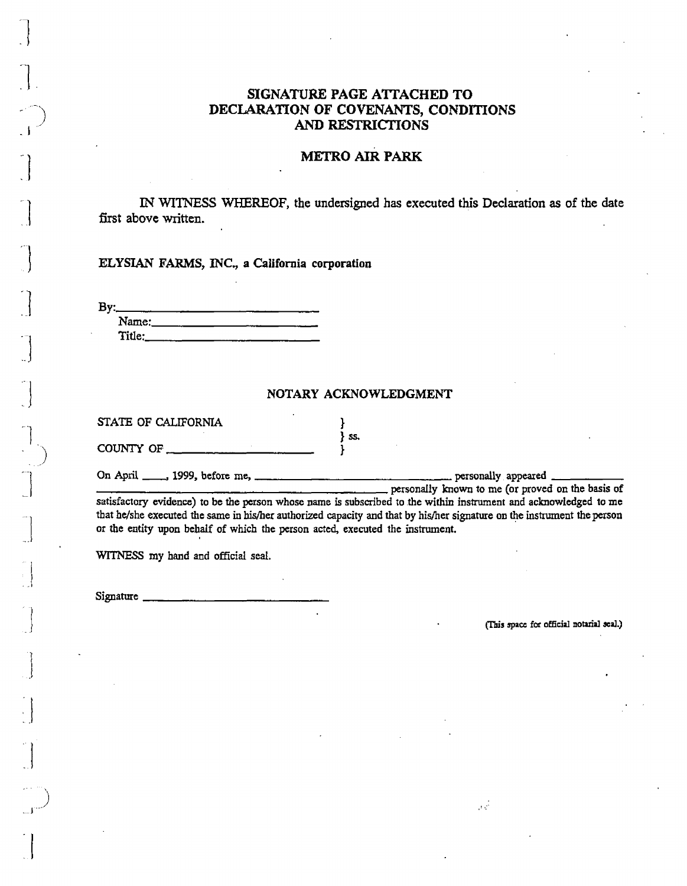# SIGNATURE PAGE ATTACHED TO DECLARATION OF COVENANTS, CONDITIONS AND RESTRICTIONS

## METRO AIR PARK

IN WITNESS WHEREOF, the undersigned has executed this Declaration as of the date first above written.

**ELYSIAN FARMS, INC., a California corporation**

By:______________________________
Name:____________________________
Title:_____________________________

## NOTARY ACKNOWLEDGMENT

STATE OF CALIFORNIA } 
} ss.
COUNTY OF ______________________ }

On April ____, 1999, before me, ________________________________ personally appeared ____________ ________________________________________________ personally known to me (or proved on the basis of satisfactory evidence) to be the person whose name is subscribed to the within instrument and acknowledged to me that he/she executed the same in his/her authorized capacity and that by his/her signature on the instrument the person or the entity upon behalf of which the person acted, executed the instrument.

WITNESS my hand and official seal.

Signature ______________________________

(This space for official notarial seal.)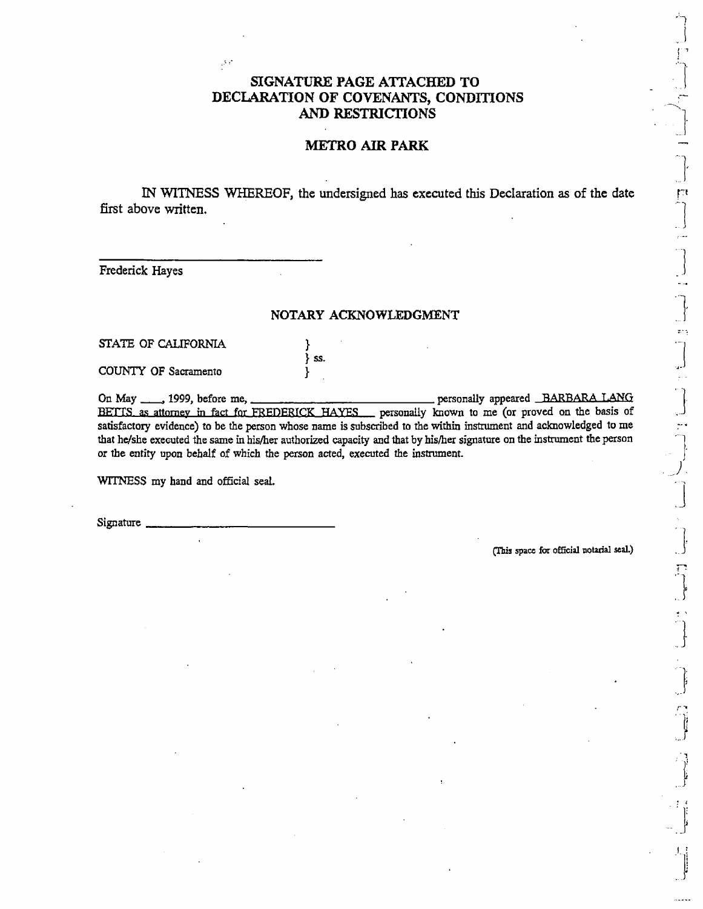# SIGNATURE PAGE ATTACHED TO DECLARATION OF COVENANTS, CONDITIONS AND RESTRICTIONS

## METRO AIR PARK

IN WITNESS WHEREOF, the undersigned has executed this Declaration as of the date first above written.

\_\_\_\_\_\_\_\_\_\_\_\_\_\_\_\_\_\_\_\_\_\_\_\_\_\_\_\_\_\_\_\_\_\_\_\_

Frederick Hayes

### NOTARY ACKNOWLEDGMENT

STATE OF CALIFORNIA }
} ss.
COUNTY OF Sacramento }

On May \_\_\_\_, 1999, before me, \_\_\_\_\_\_\_\_\_\_\_\_\_\_\_\_\_\_\_\_\_\_\_\_\_\_\_\_\_\_\_\_ personally appeared BARBARA LANG BETTS as attorney in fact for FREDERICK HAYES personally known to me (or proved on the basis of satisfactory evidence) to be the person whose name is subscribed to the within instrument and acknowledged to me that he/she executed the same in his/her authorized capacity and that by his/her signature on the instrument the person or the entity upon behalf of which the person acted, executed the instrument.

WITNESS my hand and official seal.

Signature \_\_\_\_\_\_\_\_\_\_\_\_\_\_\_\_\_\_\_\_\_\_\_\_\_\_\_\_\_\_\_\_

(This space for official notarial seal.)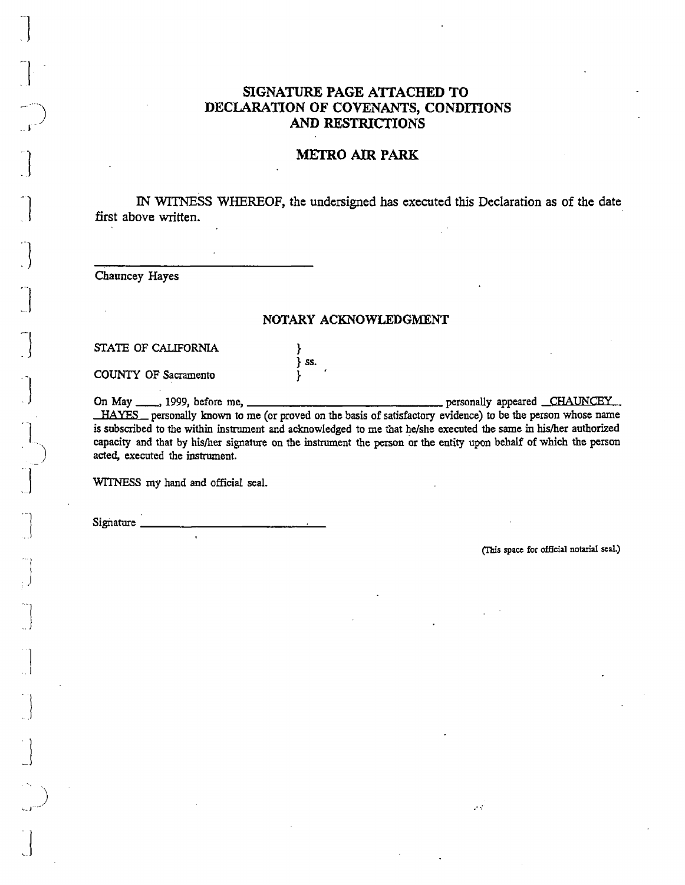# SIGNATURE PAGE ATTACHED TO DECLARATION OF COVENANTS, CONDITIONS AND RESTRICTIONS

## METRO AIR PARK

IN WITNESS WHEREOF, the undersigned has executed this Declaration as of the date first above written.

_______________________________

Chauncey Hayes

## NOTARY ACKNOWLEDGMENT

STATE OF CALIFORNIA } 
} ss.
COUNTY OF Sacramento }

On May ____, 1999, before me, _______________________________ personally appeared CHAUNCEY HAYES personally known to me (or proved on the basis of satisfactory evidence) to be the person whose name is subscribed to the within instrument and acknowledged to me that he/she executed the same in his/her authorized capacity and that by his/her signature on the instrument the person or the entity upon behalf of which the person acted, executed the instrument.

WITNESS my hand and official seal.

Signature _______________________________

(This space for official notarial seal.)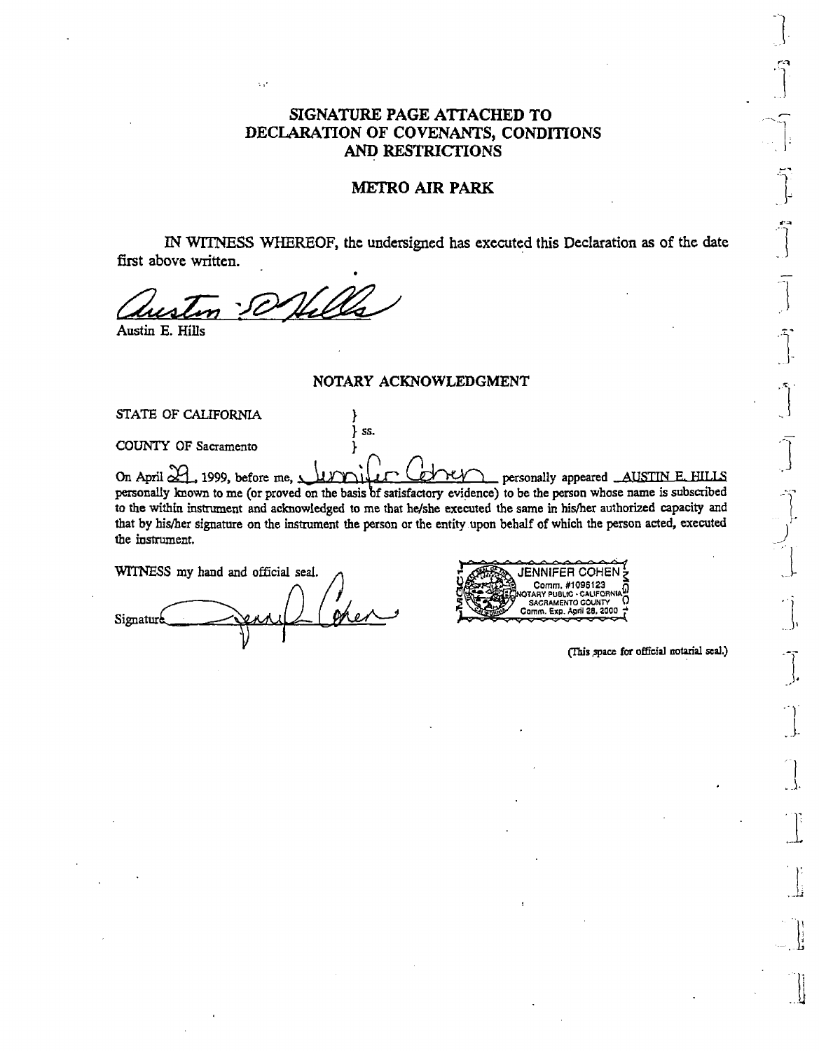# SIGNATURE PAGE ATTACHED TO DECLARATION OF COVENANTS, CONDITIONS AND RESTRICTIONS

## METRO AIR PARK

IN WITNESS WHEREOF, the undersigned has executed this Declaration as of the date first above written.

*Austin E. Hills*
Austin E. Hills

## NOTARY ACKNOWLEDGMENT

STATE OF CALIFORNIA }
} ss.
COUNTY OF Sacramento }

On April 29, 1999, before me, Jennifer Cohen personally appeared AUSTIN E. HILLS personally known to me (or proved on the basis of satisfactory evidence) to be the person whose name is subscribed to the within instrument and acknowledged to me that he/she executed the same in his/her authorized capacity and that by his/her signature on the instrument the person or the entity upon behalf of which the person acted, executed the instrument.

WITNESS my hand and official seal.

Signature *Jennifer Cohen*

JENNIFER COHEN
Comm. #1096123
NOTARY PUBLIC - CALIFORNIA
SACRAMENTO COUNTY
Comm. Exp. April 28, 2000

(This space for official notarial seal.)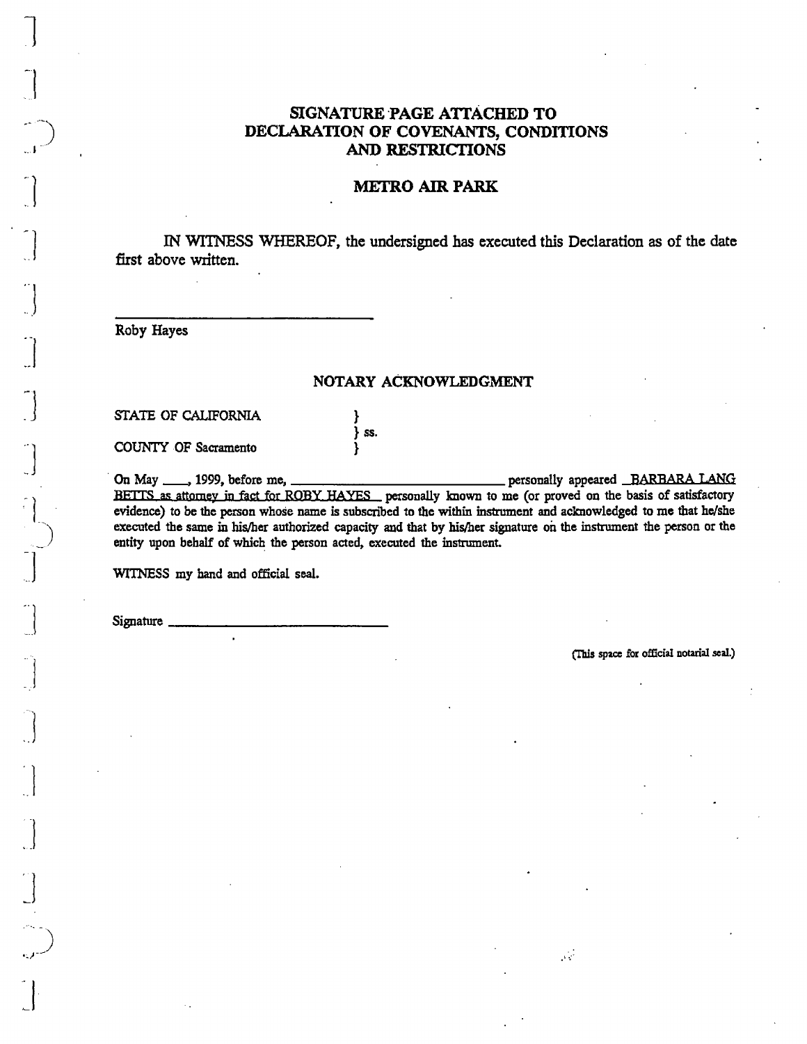## SIGNATURE PAGE ATTACHED TO DECLARATION OF COVENANTS, CONDITIONS AND RESTRICTIONS

## METRO AIR PARK

IN WITNESS WHEREOF, the undersigned has executed this Declaration as of the date first above written.

\_\_\_\_\_\_\_\_\_\_\_\_\_\_\_\_\_\_\_\_\_\_\_\_\_\_\_\_\_\_\_\_
Roby Hayes

### NOTARY ACKNOWLEDGMENT

STATE OF CALIFORNIA }
} ss.
COUNTY OF Sacramento }

On May \_\_\_\_, 1999, before me, \_\_\_\_\_\_\_\_\_\_\_\_\_\_\_\_\_\_\_\_\_\_\_\_\_\_\_\_ personally appeared BARBARA LANG BETTS as attorney in fact for ROBY HAYES personally known to me (or proved on the basis of satisfactory evidence) to be the person whose name is subscribed to the within instrument and acknowledged to me that he/she executed the same in his/her authorized capacity and that by his/her signature on the instrument the person or the entity upon behalf of which the person acted, executed the instrument.

WITNESS my hand and official seal.

Signature \_\_\_\_\_\_\_\_\_\_\_\_\_\_\_\_\_\_\_\_\_\_\_\_\_\_\_\_\_\_

(This space for official notarial seal.)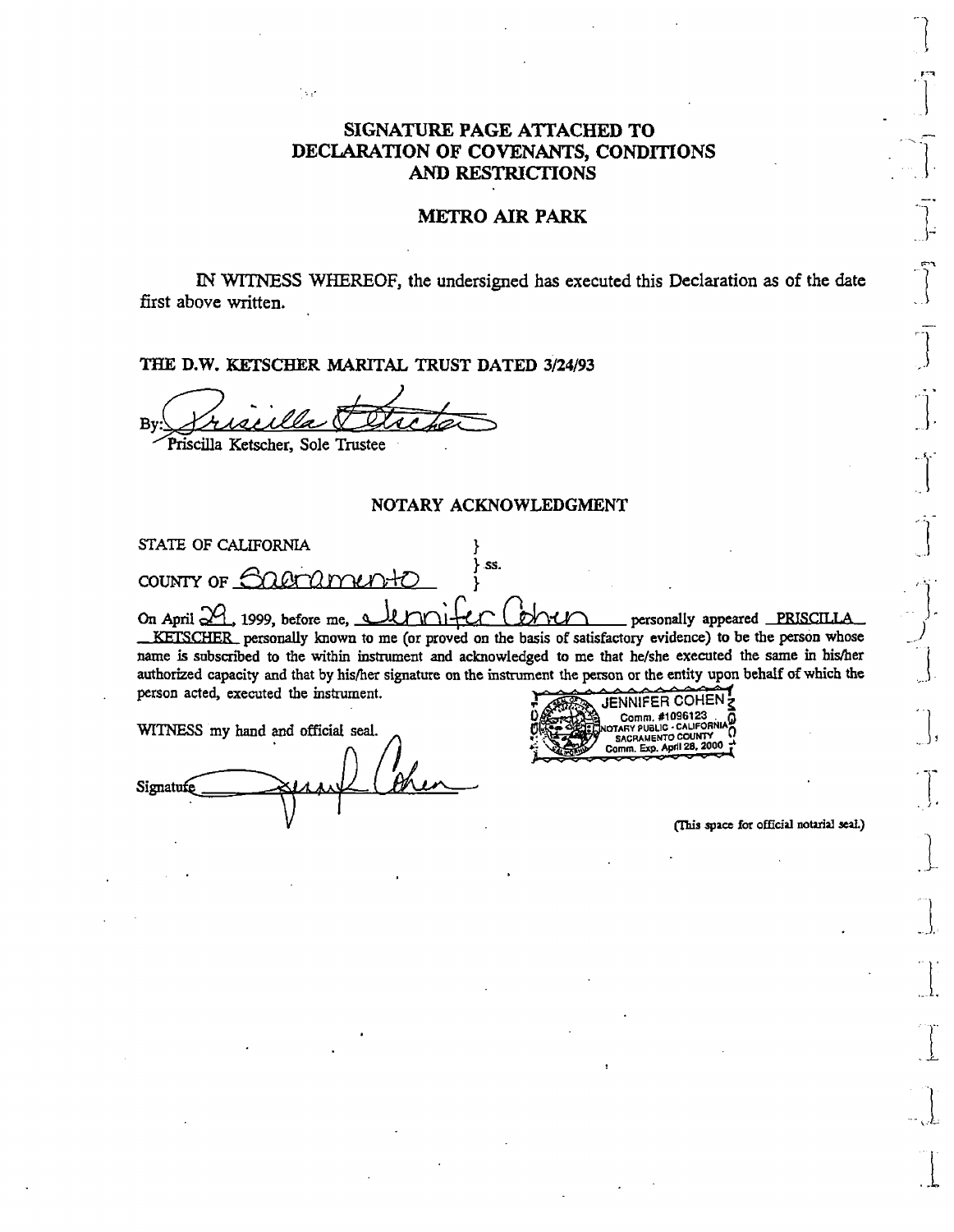# SIGNATURE PAGE ATTACHED TO DECLARATION OF COVENANTS, CONDITIONS AND RESTRICTIONS

## METRO AIR PARK

IN WITNESS WHEREOF, the undersigned has executed this Declaration as of the date first above written.

**THE D.W. KETSCHER MARITAL TRUST DATED 3/24/93**

By: Priscilla Ketscher

Priscilla Ketscher, Sole Trustee

## NOTARY ACKNOWLEDGMENT

STATE OF CALIFORNIA } ss.

COUNTY OF Sacramento }

On April 29, 1999, before me, Jennifer Cohen personally appeared PRISCILLA KETSCHER personally known to me (or proved on the basis of satisfactory evidence) to be the person whose name is subscribed to the within instrument and acknowledged to me that he/she executed the same in his/her authorized capacity and that by his/her signature on the instrument the person or the entity upon behalf of which the person acted, executed the instrument.

WITNESS my hand and official seal.

Signature Jennifer Cohen

JENNIFER COHEN
Comm. #1096123
NOTARY PUBLIC - CALIFORNIA
SACRAMENTO COUNTY
Comm. Exp. April 28, 2000

(This space for official notarial seal.)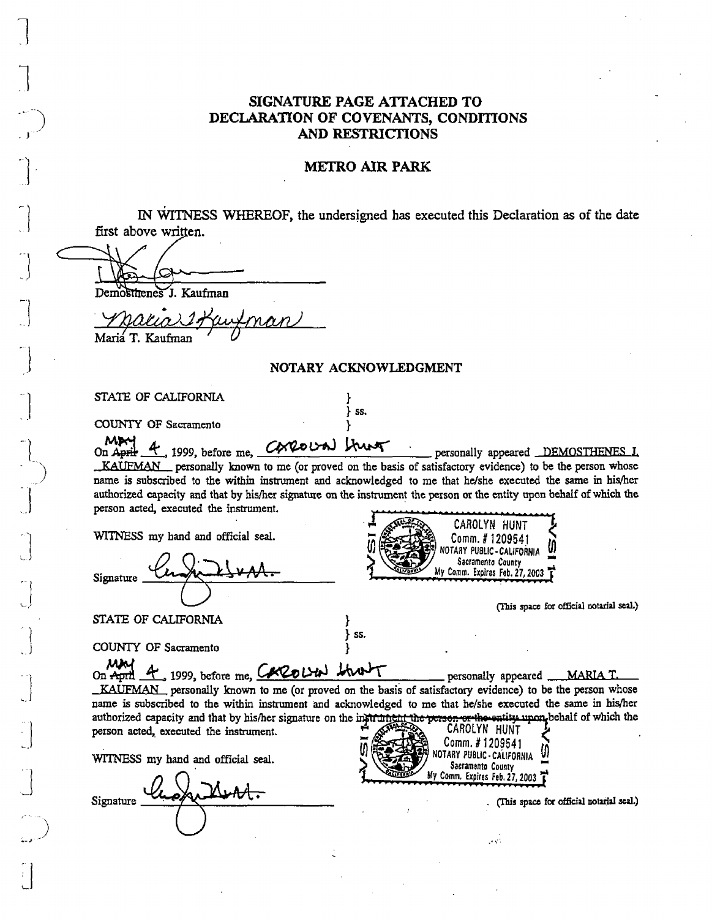## SIGNATURE PAGE ATTACHED TO DECLARATION OF COVENANTS, CONDITIONS AND RESTRICTIONS

## METRO AIR PARK

IN WITNESS WHEREOF, the undersigned has executed this Declaration as of the date first above written.

Demosthenes J. Kaufman

Maria T. Kaufman

### NOTARY ACKNOWLEDGMENT

STATE OF CALIFORNIA }
} ss.
COUNTY OF Sacramento }

On ~~April~~ May 4, 1999, before me, Carolyn Hunt personally appeared DEMOSTHENES J. KAUFMAN personally known to me (or proved on the basis of satisfactory evidence) to be the person whose name is subscribed to the within instrument and acknowledged to me that he/she executed the same in his/her authorized capacity and that by his/her signature on the instrument the person or the entity upon behalf of which the person acted, executed the instrument.

WITNESS my hand and official seal.

Signature ______________________

CAROLYN HUNT
Comm. # 1209541
NOTARY PUBLIC - CALIFORNIA
Sacramento County
My Comm. Expires Feb. 27, 2003

(This space for official notarial seal.)

STATE OF CALIFORNIA }
} ss.
COUNTY OF Sacramento }

On ~~April~~ May 4, 1999, before me, Carolyn Hunt personally appeared MARIA T. KAUFMAN personally known to me (or proved on the basis of satisfactory evidence) to be the person whose name is subscribed to the within instrument and acknowledged to me that he/she executed the same in his/her authorized capacity and that by his/her signature on the instrument the person or the entity upon behalf of which the person acted, executed the instrument.

WITNESS my hand and official seal.

Signature ______________________

CAROLYN HUNT
Comm. # 1209541
NOTARY PUBLIC - CALIFORNIA
Sacramento County
My Comm. Expires Feb. 27, 2003

(This space for official notarial seal.)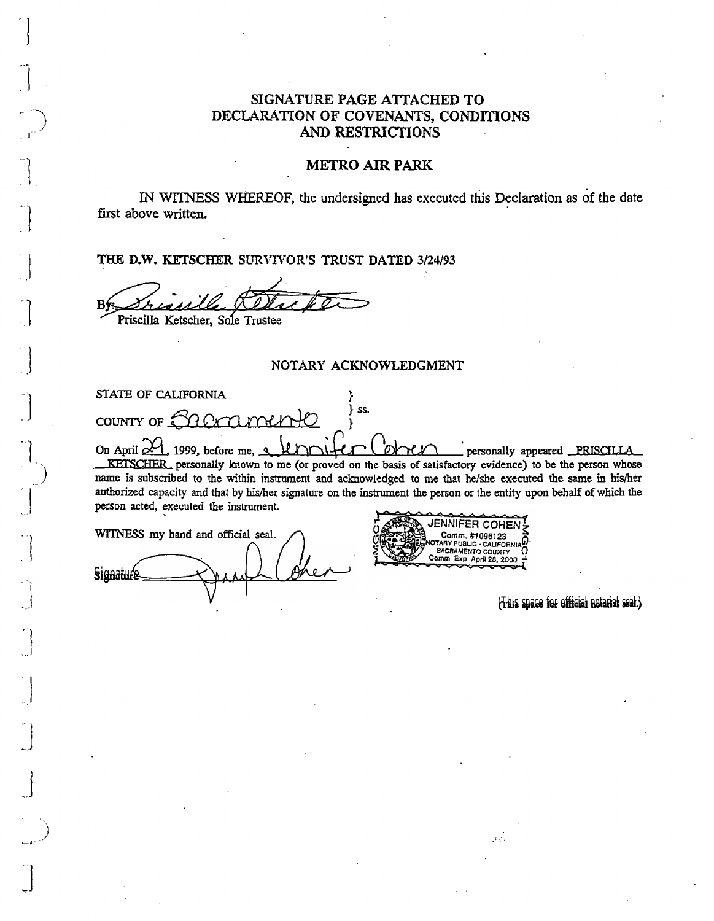# SIGNATURE PAGE ATTACHED TO DECLARATION OF COVENANTS, CONDITIONS AND RESTRICTIONS

## METRO AIR PARK

IN WITNESS WHEREOF, the undersigned has executed this Declaration as of the date first above written.

**THE D.W. KETSCHER SURVIVOR'S TRUST DATED 3/24/93**

By: Priscilla Ketscher

Priscilla Ketscher, Sole Trustee

## NOTARY ACKNOWLEDGMENT

STATE OF CALIFORNIA }
} ss.
COUNTY OF Sacramento }

On April 29, 1999, before me, Jennifer Cohen personally appeared PRISCILLA KETSCHER personally known to me (or proved on the basis of satisfactory evidence) to be the person whose name is subscribed to the within instrument and acknowledged to me that he/she executed the same in his/her authorized capacity and that by his/her signature on the instrument the person or the entity upon behalf of which the person acted, executed the instrument.

WITNESS my hand and official seal.

Signature Jennifer Cohen

JENNIFER COHEN
Comm. #1096123
NOTARY PUBLIC - CALIFORNIA
SACRAMENTO COUNTY
Comm Exp April 28, 2000

(This space for official notarial seal.)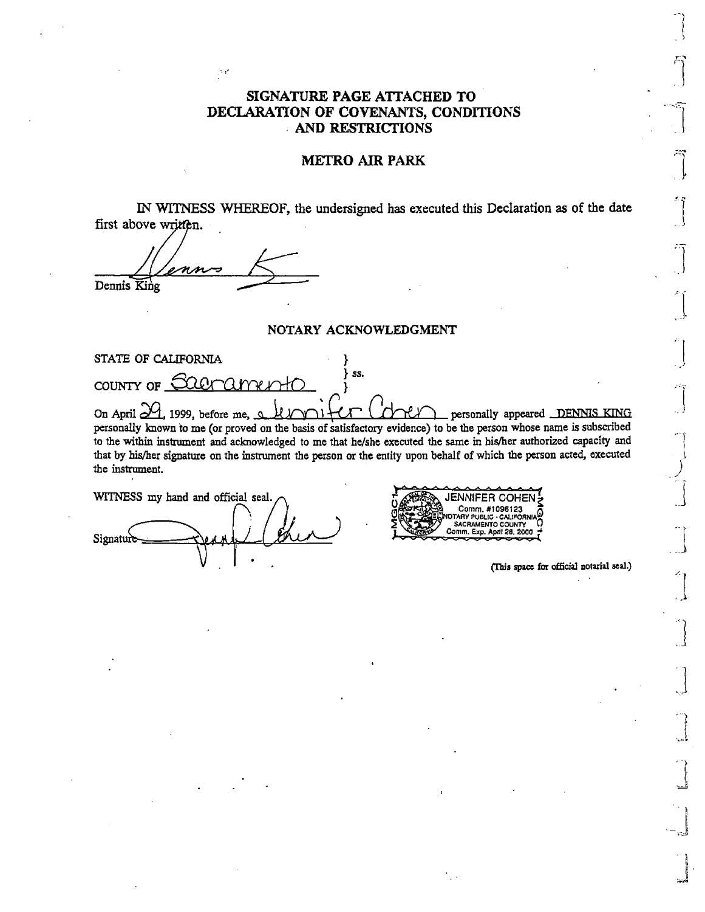# SIGNATURE PAGE ATTACHED TO DECLARATION OF COVENANTS, CONDITIONS AND RESTRICTIONS

## METRO AIR PARK

IN WITNESS WHEREOF, the undersigned has executed this Declaration as of the date first above written.

Dennis King

## NOTARY ACKNOWLEDGMENT

STATE OF CALIFORNIA } ss.
COUNTY OF Sacramento }

On April 29, 1999, before me, Jennifer Cohen personally appeared DENNIS KING personally known to me (or proved on the basis of satisfactory evidence) to be the person whose name is subscribed to the within instrument and acknowledged to me that he/she executed the same in his/her authorized capacity and that by his/her signature on the instrument the person or the entity upon behalf of which the person acted, executed the instrument.

WITNESS my hand and official seal.

Signature

JENNIFER COHEN
Comm. #1096123
NOTARY PUBLIC - CALIFORNIA
SACRAMENTO COUNTY
Comm. Exp. April 28, 2000

(This space for official notarial seal.)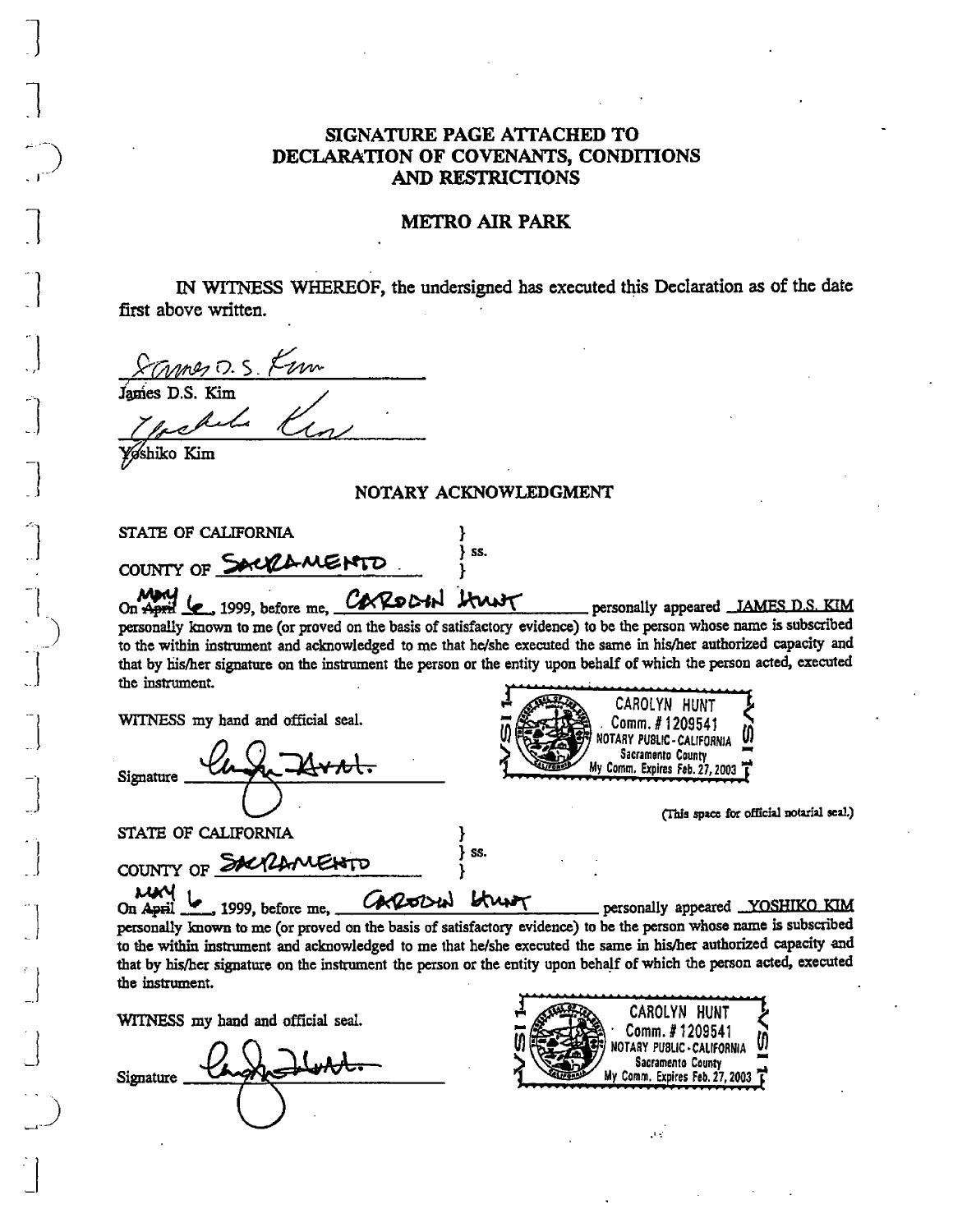# SIGNATURE PAGE ATTACHED TO DECLARATION OF COVENANTS, CONDITIONS AND RESTRICTIONS

## METRO AIR PARK

IN WITNESS WHEREOF, the undersigned has executed this Declaration as of the date first above written.

James D.S. Kim

James D.S. Kim

Yoshiko Kim

Yoshiko Kim

### NOTARY ACKNOWLEDGMENT

STATE OF CALIFORNIA } ss.
COUNTY OF SACRAMENTO }

On ~~April~~ May 6, 1999, before me, CAROLYN HUNT personally appeared JAMES D.S. KIM personally known to me (or proved on the basis of satisfactory evidence) to be the person whose name is subscribed to the within instrument and acknowledged to me that he/she executed the same in his/her authorized capacity and that by his/her signature on the instrument the person or the entity upon behalf of which the person acted, executed the instrument.

WITNESS my hand and official seal.

Signature Carolyn Hunt

CAROLYN HUNT
Comm. # 1209541
NOTARY PUBLIC - CALIFORNIA
Sacramento County
My Comm. Expires Feb. 27, 2003

(This space for official notarial seal.)

STATE OF CALIFORNIA } ss.
COUNTY OF SACRAMENTO }

On ~~April~~ May 6, 1999, before me, CAROLYN HUNT personally appeared YOSHIKO KIM personally known to me (or proved on the basis of satisfactory evidence) to be the person whose name is subscribed to the within instrument and acknowledged to me that he/she executed the same in his/her authorized capacity and that by his/her signature on the instrument the person or the entity upon behalf of which the person acted, executed the instrument.

WITNESS my hand and official seal.

Signature Carolyn Hunt

CAROLYN HUNT
Comm. # 1209541
NOTARY PUBLIC - CALIFORNIA
Sacramento County
My Comm. Expires Feb. 27, 2003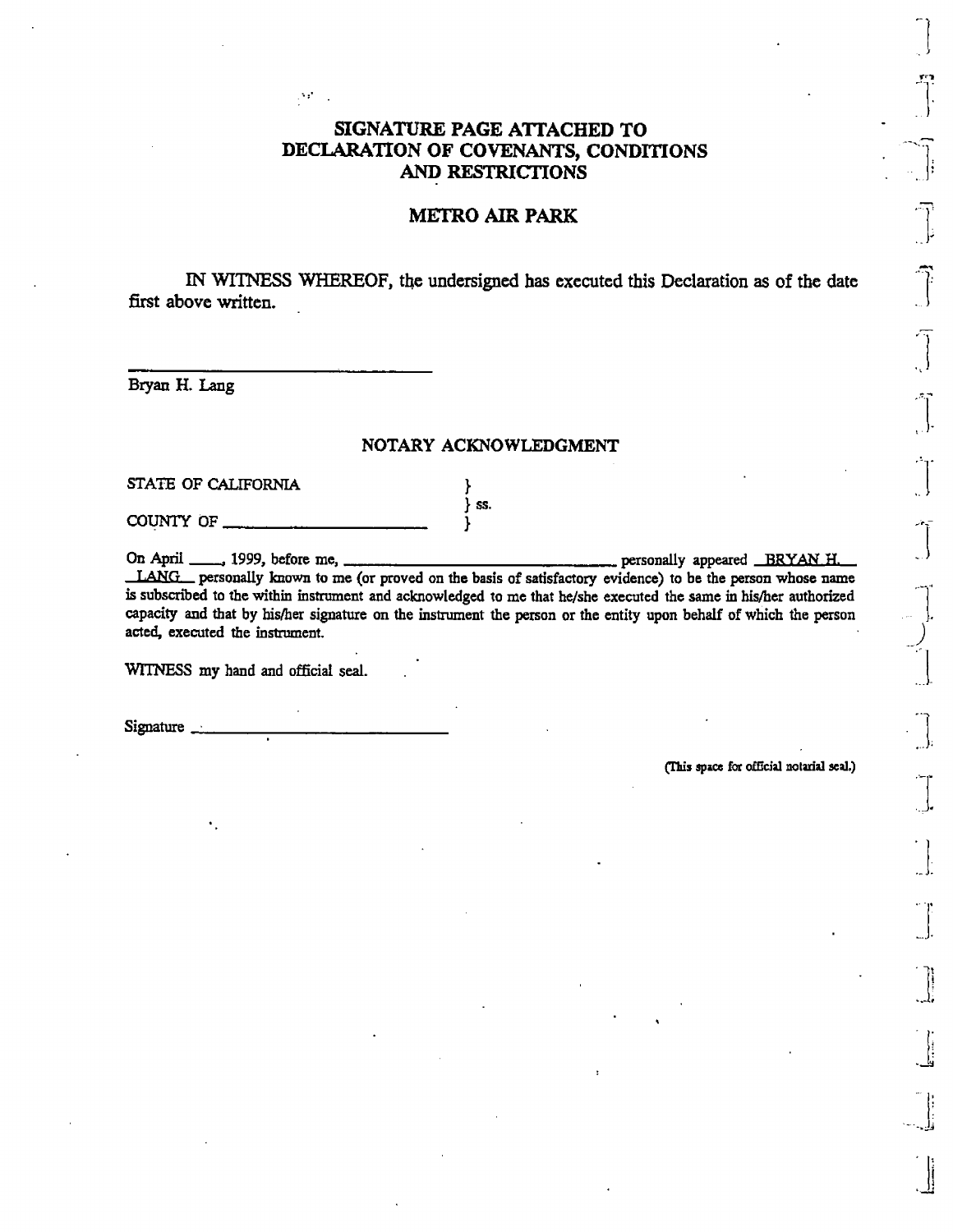# SIGNATURE PAGE ATTACHED TO DECLARATION OF COVENANTS, CONDITIONS AND RESTRICTIONS

## METRO AIR PARK

IN WITNESS WHEREOF, the undersigned has executed this Declaration as of the date first above written.

______________________________

Bryan H. Lang

### NOTARY ACKNOWLEDGMENT

STATE OF CALIFORNIA } 
} ss.
COUNTY OF ____________________ }

On April ____, 1999, before me, ______________________________ personally appeared BRYAN H. LANG personally known to me (or proved on the basis of satisfactory evidence) to be the person whose name is subscribed to the within instrument and acknowledged to me that he/she executed the same in his/her authorized capacity and that by his/her signature on the instrument the person or the entity upon behalf of which the person acted, executed the instrument.

WITNESS my hand and official seal.

Signature ______________________________

(This space for official notarial seal.)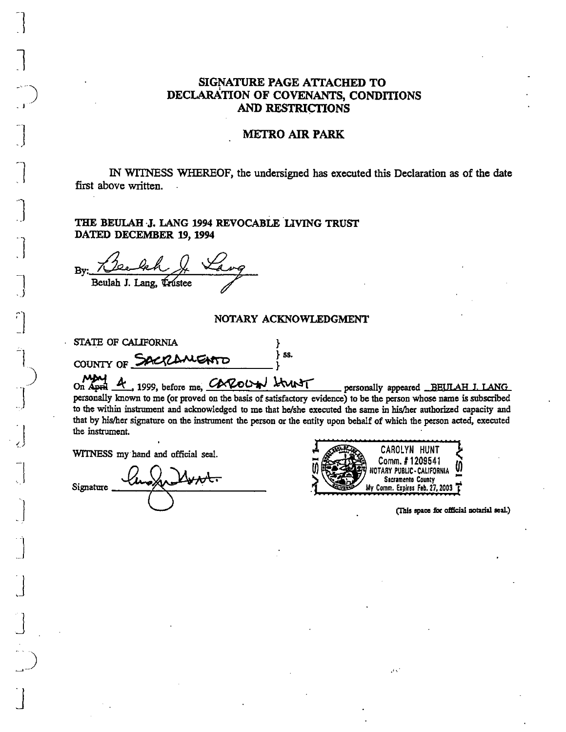# SIGNATURE PAGE ATTACHED TO DECLARATION OF COVENANTS, CONDITIONS AND RESTRICTIONS

## METRO AIR PARK

IN WITNESS WHEREOF, the undersigned has executed this Declaration as of the date first above written.

**THE BEULAH J. LANG 1994 REVOCABLE LIVING TRUST DATED DECEMBER 19, 1994**

By: Beulah J. Lang
Beulah J. Lang, Trustee

## NOTARY ACKNOWLEDGMENT

STATE OF CALIFORNIA } ss.
COUNTY OF SACRAMENTO }

On ~~April~~ May 4, 1999, before me, CAROLYN HUNT personally appeared BEULAH J. LANG personally known to me (or proved on the basis of satisfactory evidence) to be the person whose name is subscribed to the within instrument and acknowledged to me that he/she executed the same in his/her authorized capacity and that by his/her signature on the instrument the person or the entity upon behalf of which the person acted, executed the instrument.

WITNESS my hand and official seal.

Signature Carolyn Hunt

CAROLYN HUNT
Comm. # 1209541
NOTARY PUBLIC - CALIFORNIA
Sacramento County
My Comm. Expires Feb. 27, 2003

(This space for official notarial seal.)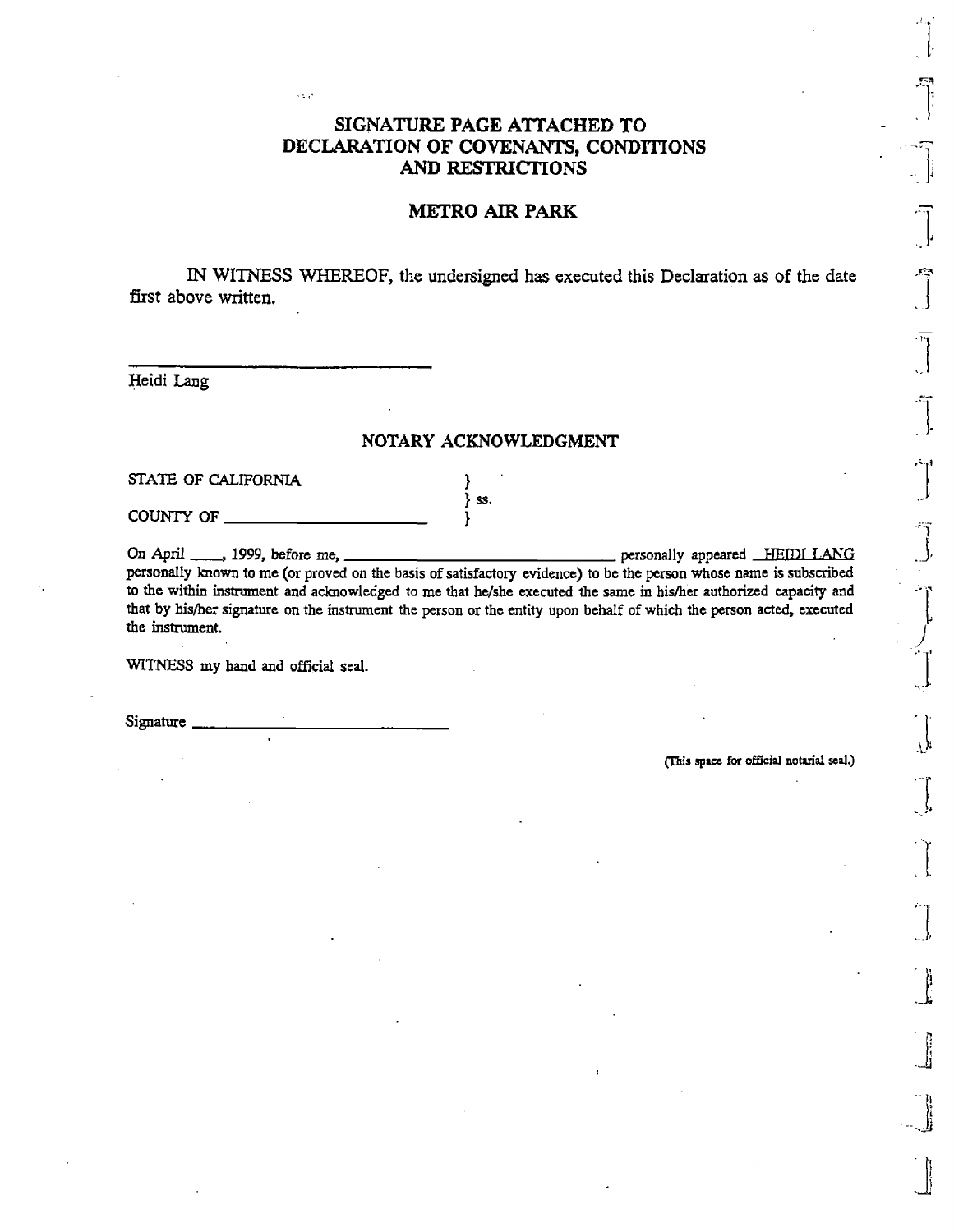# SIGNATURE PAGE ATTACHED TO DECLARATION OF COVENANTS, CONDITIONS AND RESTRICTIONS

## METRO AIR PARK

IN WITNESS WHEREOF, the undersigned has executed this Declaration as of the date first above written.

\_\_\_\_\_\_\_\_\_\_\_\_\_\_\_\_\_\_\_\_\_\_\_\_\_\_\_\_\_\_\_\_

Heidi Lang

### NOTARY ACKNOWLEDGMENT

STATE OF CALIFORNIA }
} ss.
COUNTY OF \_\_\_\_\_\_\_\_\_\_\_\_\_\_\_\_\_\_\_\_ }

On April \_\_\_\_, 1999, before me, \_\_\_\_\_\_\_\_\_\_\_\_\_\_\_\_\_\_\_\_\_\_\_\_\_\_\_\_ personally appeared HEIDI LANG personally known to me (or proved on the basis of satisfactory evidence) to be the person whose name is subscribed to the within instrument and acknowledged to me that he/she executed the same in his/her authorized capacity and that by his/her signature on the instrument the person or the entity upon behalf of which the person acted, executed the instrument.

WITNESS my hand and official seal.

Signature \_\_\_\_\_\_\_\_\_\_\_\_\_\_\_\_\_\_\_\_\_\_\_\_\_\_\_\_

(This space for official notarial seal.)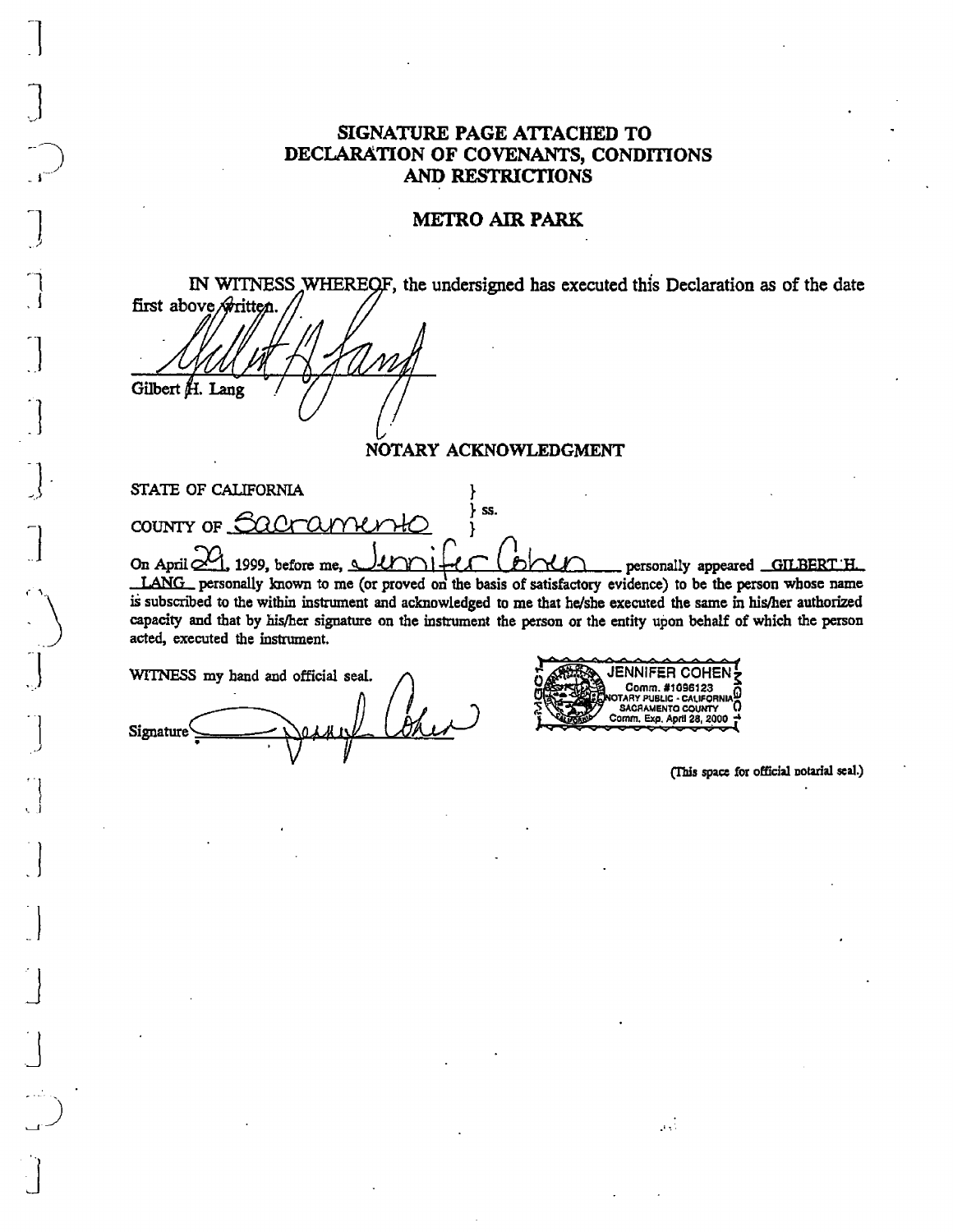# SIGNATURE PAGE ATTACHED TO DECLARATION OF COVENANTS, CONDITIONS AND RESTRICTIONS

## METRO AIR PARK

IN WITNESS WHEREOF, the undersigned has executed this Declaration as of the date first above written.

Gilbert H. Lang

## NOTARY ACKNOWLEDGMENT

STATE OF CALIFORNIA } ss.
COUNTY OF Sacramento }

On April 29, 1999, before me, Jennifer Cohen personally appeared GILBERT H. LANG personally known to me (or proved on the basis of satisfactory evidence) to be the person whose name is subscribed to the within instrument and acknowledged to me that he/she executed the same in his/her authorized capacity and that by his/her signature on the instrument the person or the entity upon behalf of which the person acted, executed the instrument.

WITNESS my hand and official seal.

Signature

JENNIFER COHEN
Comm. #1096123
NOTARY PUBLIC - CALIFORNIA
SACRAMENTO COUNTY
Comm. Exp. April 28, 2000

(This space for official notarial seal.)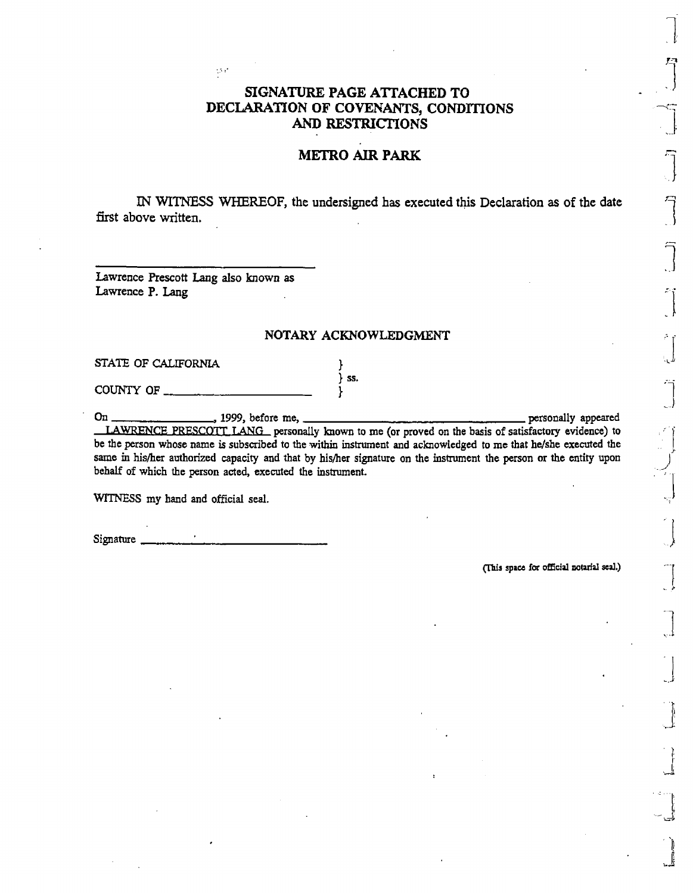# SIGNATURE PAGE ATTACHED TO DECLARATION OF COVENANTS, CONDITIONS AND RESTRICTIONS

## METRO AIR PARK

IN WITNESS WHEREOF, the undersigned has executed this Declaration as of the date first above written.

\_\_\_\_\_\_\_\_\_\_\_\_\_\_\_\_\_\_\_\_\_\_\_\_\_\_\_\_\_\_\_\_\_\_\_\_

Lawrence Prescott Lang also known as
Lawrence P. Lang

### NOTARY ACKNOWLEDGMENT

STATE OF CALIFORNIA }
} ss.
COUNTY OF \_\_\_\_\_\_\_\_\_\_\_\_\_\_\_\_\_\_\_\_\_\_\_\_ }

On \_\_\_\_\_\_\_\_\_\_\_\_\_\_\_\_\_\_, 1999, before me, \_\_\_\_\_\_\_\_\_\_\_\_\_\_\_\_\_\_\_\_\_\_\_\_\_\_\_\_\_\_\_\_\_\_\_\_\_\_ personally appeared LAWRENCE PRESCOTT LANG personally known to me (or proved on the basis of satisfactory evidence) to be the person whose name is subscribed to the within instrument and acknowledged to me that he/she executed the same in his/her authorized capacity and that by his/her signature on the instrument the person or the entity upon behalf of which the person acted, executed the instrument.

WITNESS my hand and official seal.

Signature \_\_\_\_\_\_\_\_\_\_\_\_\_\_\_\_\_\_\_\_\_\_\_\_\_\_\_\_\_\_\_\_\_\_\_\_

(This space for official notarial seal.)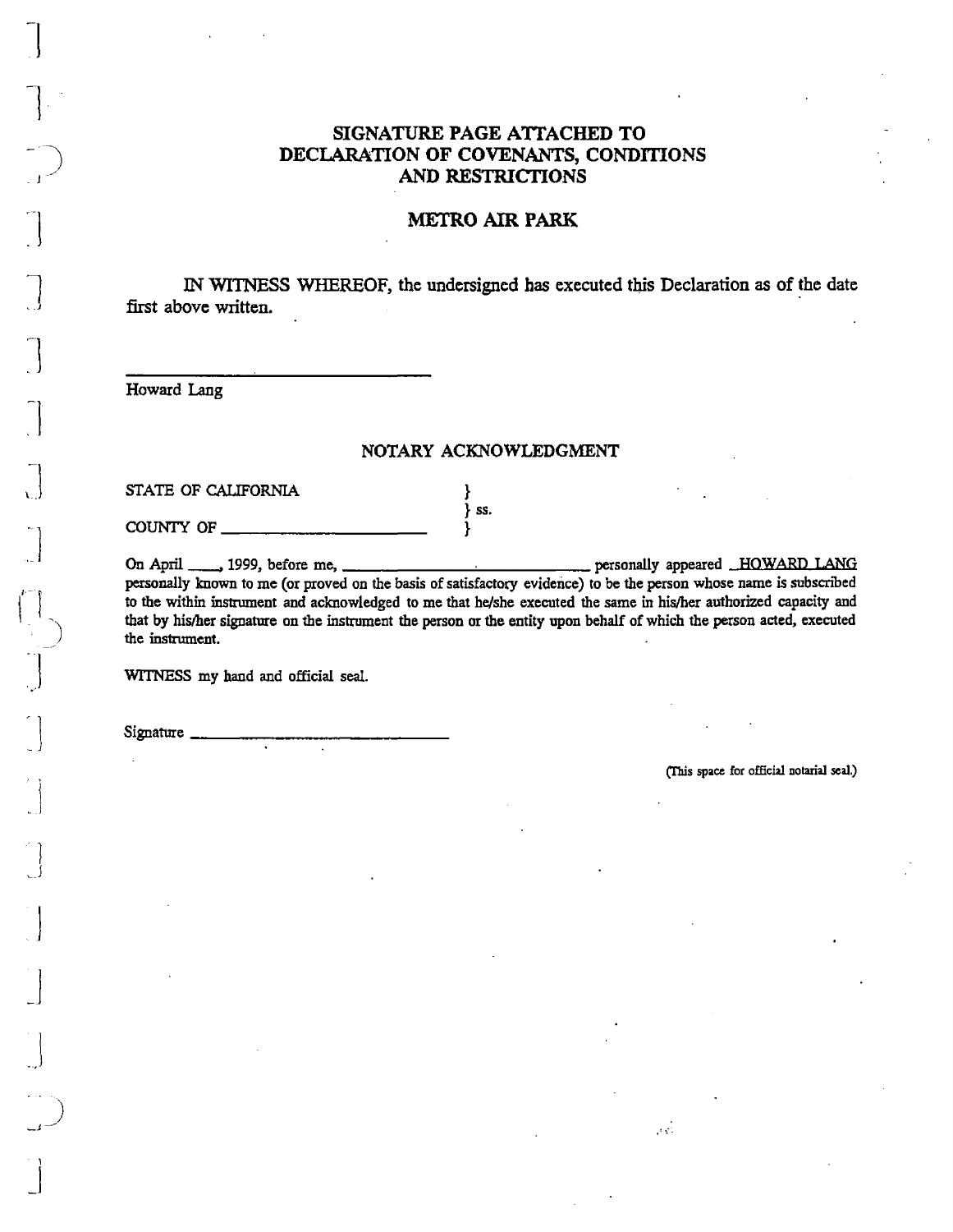## SIGNATURE PAGE ATTACHED TO DECLARATION OF COVENANTS, CONDITIONS AND RESTRICTIONS

## METRO AIR PARK

IN WITNESS WHEREOF, the undersigned has executed this Declaration as of the date first above written.

______________________________

Howard Lang

### NOTARY ACKNOWLEDGMENT

STATE OF CALIFORNIA }
} ss.
COUNTY OF ____________________ }

On April ____, 1999, before me, ______________________________ personally appeared HOWARD LANG personally known to me (or proved on the basis of satisfactory evidence) to be the person whose name is subscribed to the within instrument and acknowledged to me that he/she executed the same in his/her authorized capacity and that by his/her signature on the instrument the person or the entity upon behalf of which the person acted, executed the instrument.

WITNESS my hand and official seal.

Signature ______________________________

(This space for official notarial seal.)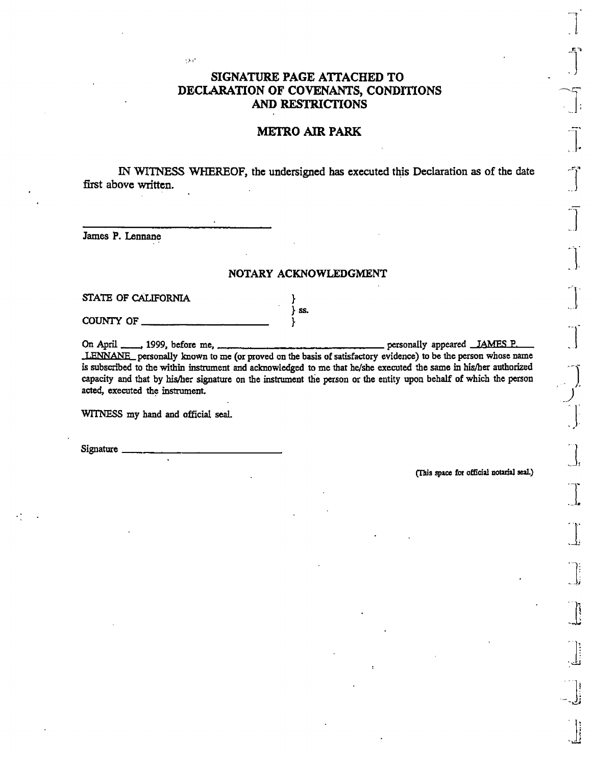## SIGNATURE PAGE ATTACHED TO DECLARATION OF COVENANTS, CONDITIONS AND RESTRICTIONS

## METRO AIR PARK

IN WITNESS WHEREOF, the undersigned has executed this Declaration as of the date first above written.

\_\_\_\_\_\_\_\_\_\_\_\_\_\_\_\_\_\_\_\_\_\_\_\_\_\_\_\_\_\_\_\_
James P. Lennane

### NOTARY ACKNOWLEDGMENT

STATE OF CALIFORNIA }
} ss.
COUNTY OF \_\_\_\_\_\_\_\_\_\_\_\_\_\_\_\_\_\_\_\_ }

On April \_\_\_\_, 1999, before me, \_\_\_\_\_\_\_\_\_\_\_\_\_\_\_\_\_\_\_\_\_\_\_\_\_\_\_\_\_\_ personally appeared JAMES P. LENNANE personally known to me (or proved on the basis of satisfactory evidence) to be the person whose name is subscribed to the within instrument and acknowledged to me that he/she executed the same in his/her authorized capacity and that by his/her signature on the instrument the person or the entity upon behalf of which the person acted, executed the instrument.

WITNESS my hand and official seal.

Signature \_\_\_\_\_\_\_\_\_\_\_\_\_\_\_\_\_\_\_\_\_\_\_\_\_\_\_\_\_\_

(This space for official notarial seal.)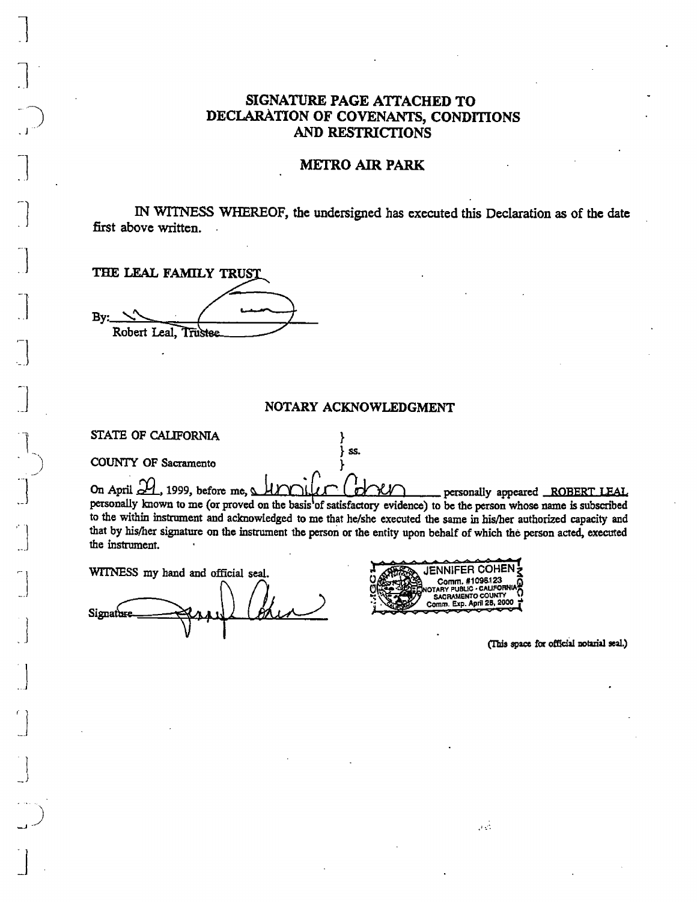# SIGNATURE PAGE ATTACHED TO DECLARATION OF COVENANTS, CONDITIONS AND RESTRICTIONS

## METRO AIR PARK

IN WITNESS WHEREOF, the undersigned has executed this Declaration as of the date first above written.

**THE LEAL FAMILY TRUST**

By: ______________________
Robert Leal, Trustee

## NOTARY ACKNOWLEDGMENT

STATE OF CALIFORNIA }
} ss.
COUNTY OF Sacramento }

On April 29, 1999, before me, Jennifer Cohen personally appeared ROBERT LEAL personally known to me (or proved on the basis of satisfactory evidence) to be the person whose name is subscribed to the within instrument and acknowledged to me that he/she executed the same in his/her authorized capacity and that by his/her signature on the instrument the person or the entity upon behalf of which the person acted, executed the instrument.

WITNESS my hand and official seal.

Signature ______________________

JENNIFER COHEN
Comm. #1096123
NOTARY PUBLIC - CALIFORNIA
SACRAMENTO COUNTY
Comm. Exp. April 28, 2000

(This space for official notarial seal.)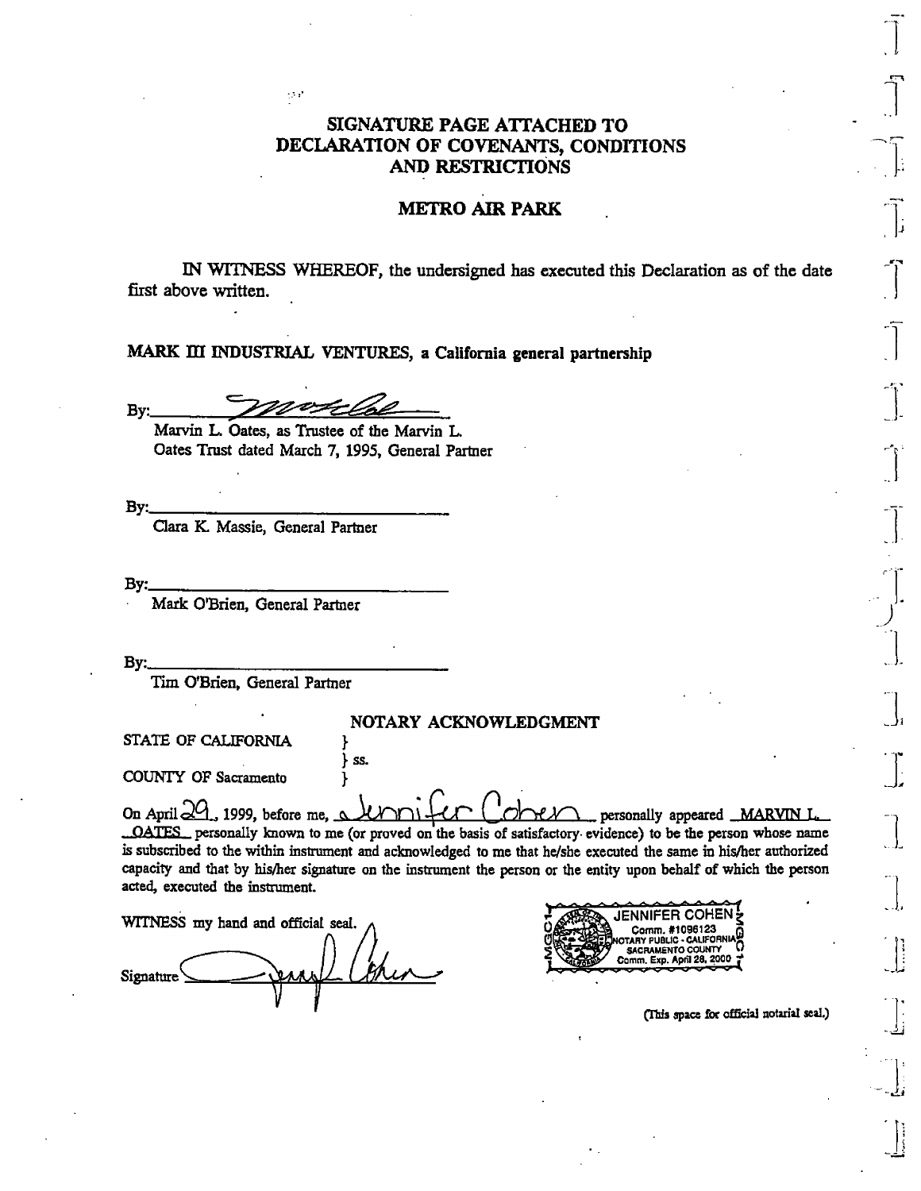# SIGNATURE PAGE ATTACHED TO DECLARATION OF COVENANTS, CONDITIONS AND RESTRICTIONS

## METRO AIR PARK

IN WITNESS WHEREOF, the undersigned has executed this Declaration as of the date first above written.

**MARK III INDUSTRIAL VENTURES, a California general partnership**

By: ______________________________
Marvin L. Oates, as Trustee of the Marvin L. Oates Trust dated March 7, 1995, General Partner

By: ______________________________
Clara K. Massie, General Partner

By: ______________________________
Mark O'Brien, General Partner

By: ______________________________
Tim O'Brien, General Partner

## NOTARY ACKNOWLEDGMENT

STATE OF CALIFORNIA }
} ss.
COUNTY OF Sacramento }

On April 29, 1999, before me, Jennifer Cohen personally appeared MARVIN L. OATES personally known to me (or proved on the basis of satisfactory evidence) to be the person whose name is subscribed to the within instrument and acknowledged to me that he/she executed the same in his/her authorized capacity and that by his/her signature on the instrument the person or the entity upon behalf of which the person acted, executed the instrument.

WITNESS my hand and official seal.

Signature ______________________________

JENNIFER COHEN
Comm. #1096123
NOTARY PUBLIC - CALIFORNIA
SACRAMENTO COUNTY
Comm. Exp. April 28, 2000

(This space for official notarial seal.)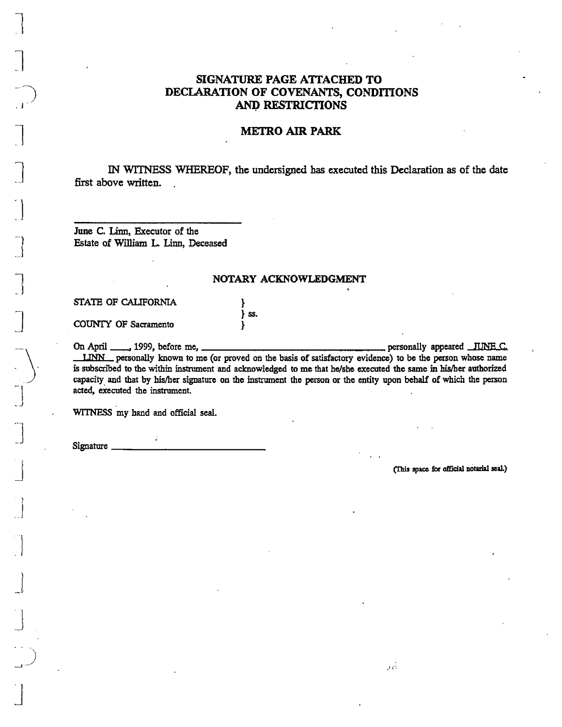**SIGNATURE PAGE ATTACHED TO DECLARATION OF COVENANTS, CONDITIONS AND RESTRICTIONS**

**METRO AIR PARK**

IN WITNESS WHEREOF, the undersigned has executed this Declaration as of the date first above written.

\_\_\_\_\_\_\_\_\_\_\_\_\_\_\_\_\_\_\_\_\_\_\_\_\_\_\_\_\_\_\_\_  
June C. Linn, Executor of the  
Estate of William L. Linn, Deceased

**NOTARY ACKNOWLEDGMENT**

STATE OF CALIFORNIA }  
} ss.  
COUNTY OF Sacramento }

On April \_\_\_\_, 1999, before me, \_\_\_\_\_\_\_\_\_\_\_\_\_\_\_\_\_\_\_\_\_\_\_\_\_\_\_\_\_\_\_\_\_\_\_\_ personally appeared JUNE C. LINN personally known to me (or proved on the basis of satisfactory evidence) to be the person whose name is subscribed to the within instrument and acknowledged to me that he/she executed the same in his/her authorized capacity and that by his/her signature on the instrument the person or the entity upon behalf of which the person acted, executed the instrument.

WITNESS my hand and official seal.

Signature \_\_\_\_\_\_\_\_\_\_\_\_\_\_\_\_\_\_\_\_\_\_\_\_\_\_\_\_\_\_

(This space for official notarial seal.)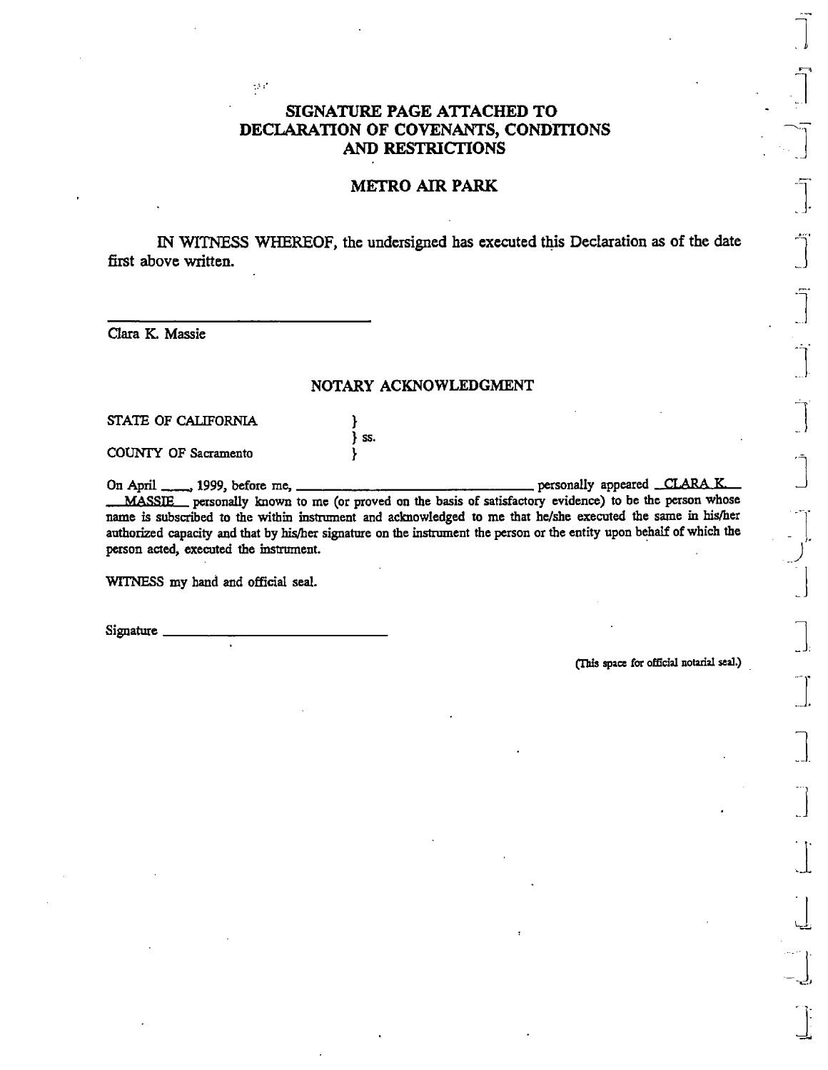# SIGNATURE PAGE ATTACHED TO DECLARATION OF COVENANTS, CONDITIONS AND RESTRICTIONS

## METRO AIR PARK

IN WITNESS WHEREOF, the undersigned has executed this Declaration as of the date first above written.

\_\_\_\_\_\_\_\_\_\_\_\_\_\_\_\_\_\_\_\_\_\_\_\_\_\_\_\_\_\_\_\_\_\_\_\_

Clara K. Massie

### NOTARY ACKNOWLEDGMENT

STATE OF CALIFORNIA }
} ss.
COUNTY OF Sacramento }

On April \_\_\_\_, 1999, before me, \_\_\_\_\_\_\_\_\_\_\_\_\_\_\_\_\_\_\_\_\_\_\_\_\_\_\_\_\_\_\_\_ personally appeared CLARA K. MASSIE personally known to me (or proved on the basis of satisfactory evidence) to be the person whose name is subscribed to the within instrument and acknowledged to me that he/she executed the same in his/her authorized capacity and that by his/her signature on the instrument the person or the entity upon behalf of which the person acted, executed the instrument.

WITNESS my hand and official seal.

Signature \_\_\_\_\_\_\_\_\_\_\_\_\_\_\_\_\_\_\_\_\_\_\_\_\_\_\_\_\_\_

(This space for official notarial seal.)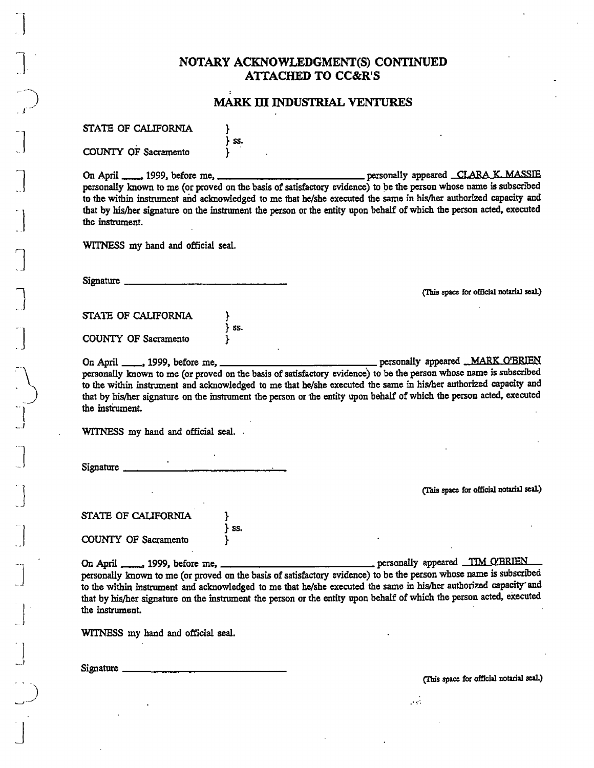# NOTARY ACKNOWLEDGMENT(S) CONTINUED
# ATTACHED TO CC&R'S

## MARK III INDUSTRIAL VENTURES

STATE OF CALIFORNIA }
} ss.
COUNTY OF Sacramento }

On April ____, 1999, before me, ____________________________ personally appeared CLARA K. MASSIE personally known to me (or proved on the basis of satisfactory evidence) to be the person whose name is subscribed to the within instrument and acknowledged to me that he/she executed the same in his/her authorized capacity and that by his/her signature on the instrument the person or the entity upon behalf of which the person acted, executed the instrument.

WITNESS my hand and official seal.

Signature ______________________________

(This space for official notarial seal.)

STATE OF CALIFORNIA }
} ss.
COUNTY OF Sacramento }

On April ____, 1999, before me, ____________________________ personally appeared MARK O'BRIEN personally known to me (or proved on the basis of satisfactory evidence) to be the person whose name is subscribed to the within instrument and acknowledged to me that he/she executed the same in his/her authorized capacity and that by his/her signature on the instrument the person or the entity upon behalf of which the person acted, executed the instrument.

WITNESS my hand and official seal.

Signature ______________________________

(This space for official notarial seal.)

STATE OF CALIFORNIA }
} ss.
COUNTY OF Sacramento }

On April ____, 1999, before me, ____________________________ personally appeared TIM O'BRIEN personally known to me (or proved on the basis of satisfactory evidence) to be the person whose name is subscribed to the within instrument and acknowledged to me that he/she executed the same in his/her authorized capacity and that by his/her signature on the instrument the person or the entity upon behalf of which the person acted, executed the instrument.

WITNESS my hand and official seal.

Signature ______________________________

(This space for official notarial seal.)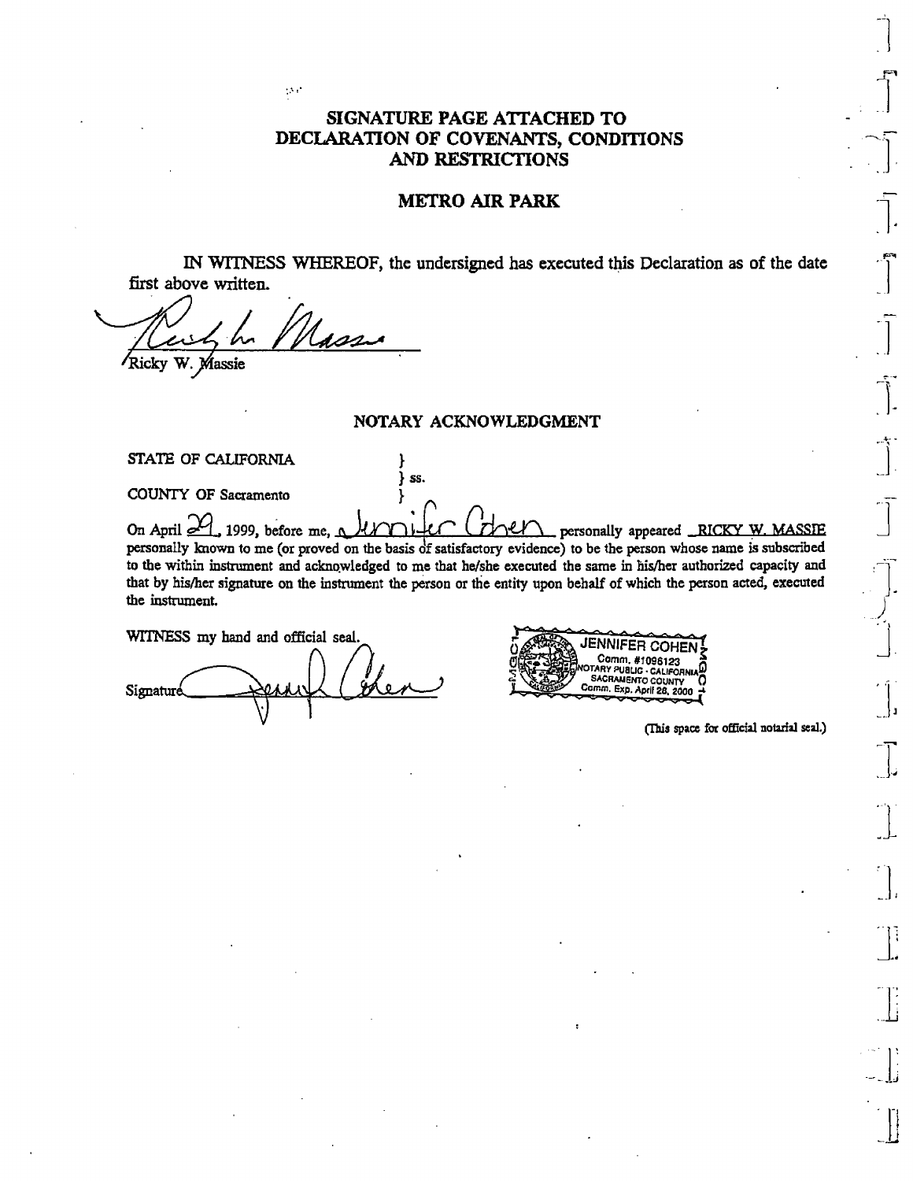# SIGNATURE PAGE ATTACHED TO DECLARATION OF COVENANTS, CONDITIONS AND RESTRICTIONS

## METRO AIR PARK

IN WITNESS WHEREOF, the undersigned has executed this Declaration as of the date first above written.

_______________________________
Ricky W. Massie

### NOTARY ACKNOWLEDGMENT

STATE OF CALIFORNIA } ss.
COUNTY OF Sacramento }

On April 29, 1999, before me, Jennifer Cohen personally appeared RICKY W. MASSIE personally known to me (or proved on the basis of satisfactory evidence) to be the person whose name is subscribed to the within instrument and acknowledged to me that he/she executed the same in his/her authorized capacity and that by his/her signature on the instrument the person or the entity upon behalf of which the person acted, executed the instrument.

WITNESS my hand and official seal.

Signature _______________________________

JENNIFER COHEN
Comm. #1096123
NOTARY PUBLIC - CALIFORNIA
SACRAMENTO COUNTY
Comm. Exp. April 28, 2000

(This space for official notarial seal.)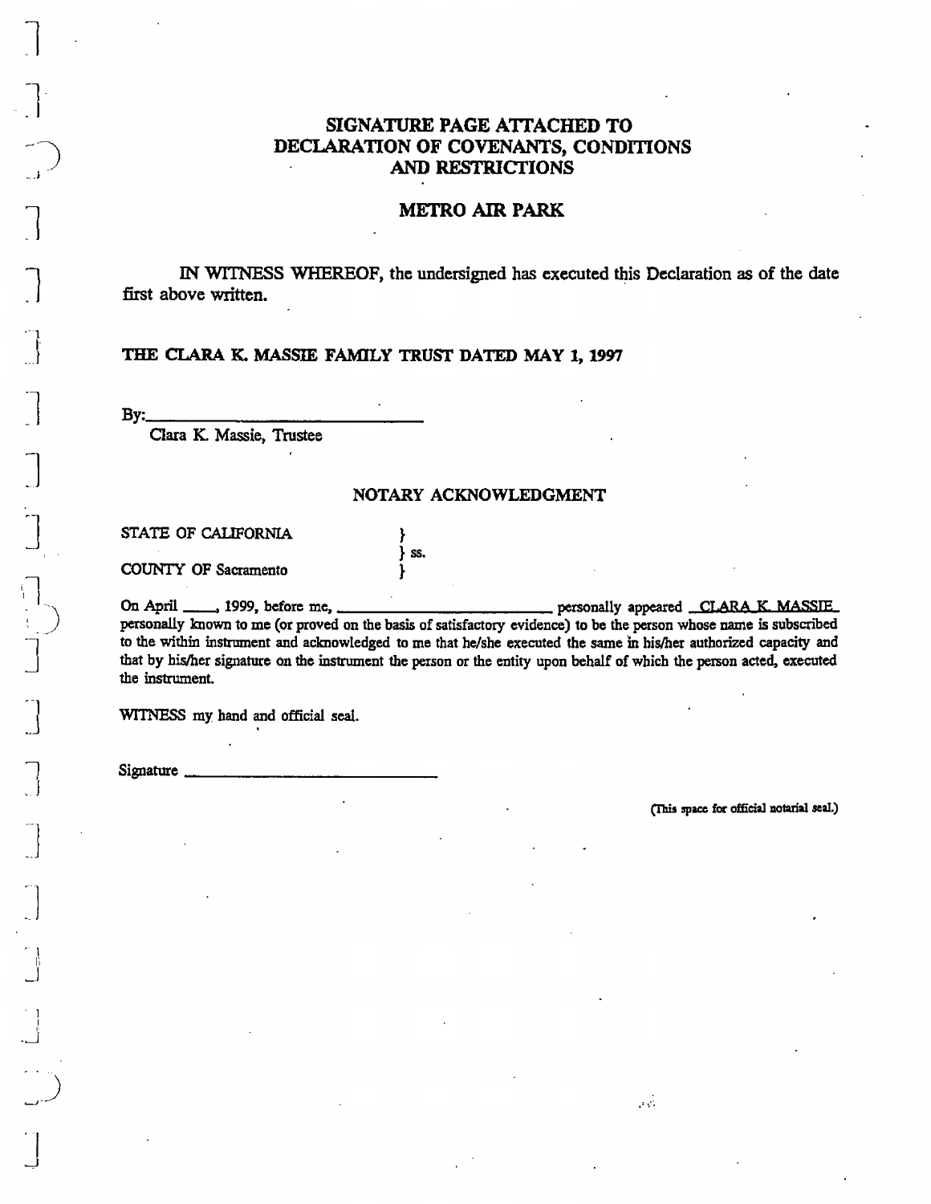## SIGNATURE PAGE ATTACHED TO DECLARATION OF COVENANTS, CONDITIONS AND RESTRICTIONS

## METRO AIR PARK

IN WITNESS WHEREOF, the undersigned has executed this Declaration as of the date first above written.

**THE CLARA K. MASSIE FAMILY TRUST DATED MAY 1, 1997**

By:______________________________
Clara K. Massie, Trustee

### NOTARY ACKNOWLEDGMENT

STATE OF CALIFORNIA }
} ss.
COUNTY OF Sacramento }

On April ____, 1999, before me, ______________________ personally appeared CLARA K. MASSIE personally known to me (or proved on the basis of satisfactory evidence) to be the person whose name is subscribed to the within instrument and acknowledged to me that he/she executed the same in his/her authorized capacity and that by his/her signature on the instrument the person or the entity upon behalf of which the person acted, executed the instrument.

WITNESS my hand and official seal.

Signature ___________________________

(This space for official notarial seal.)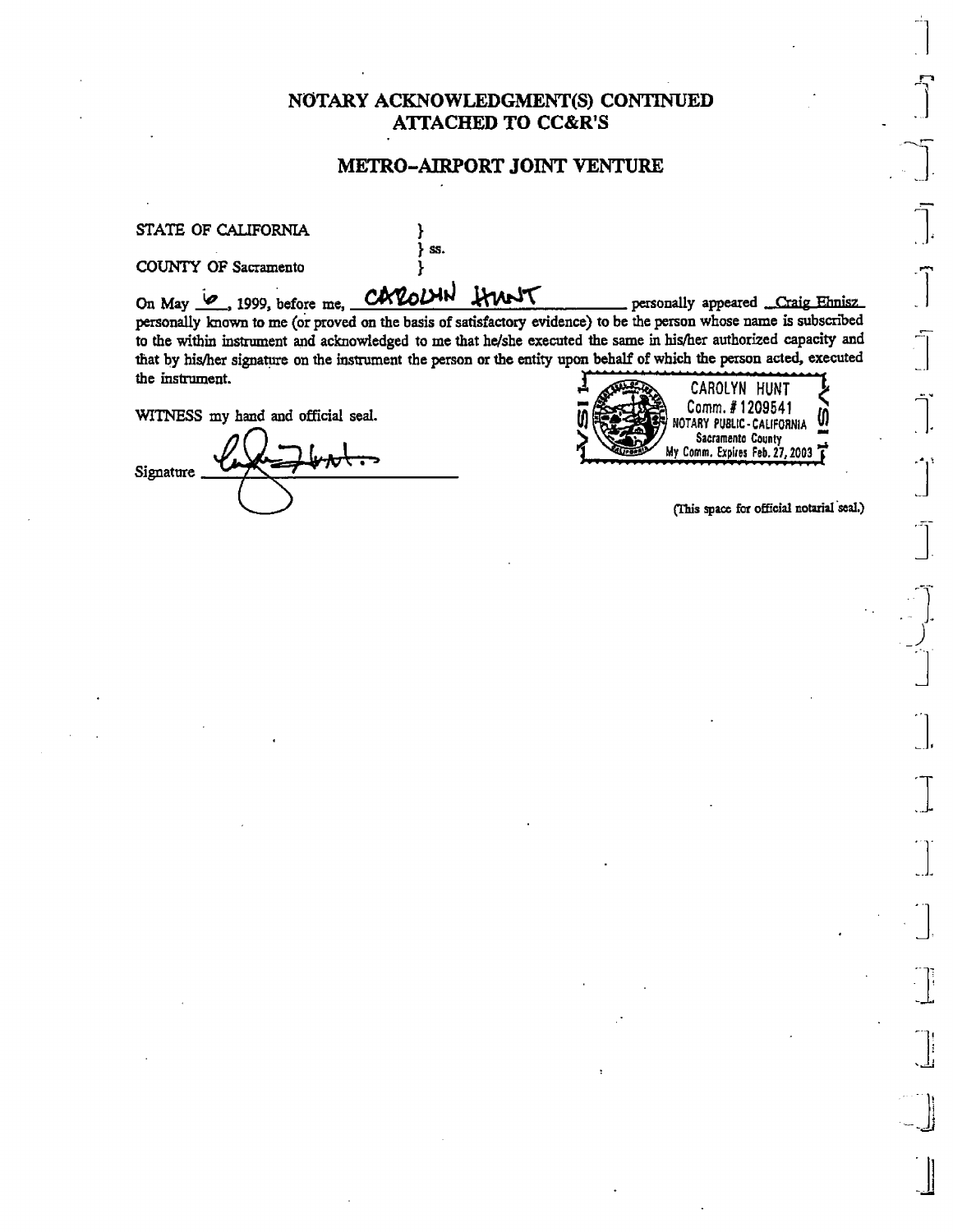# NOTARY ACKNOWLEDGMENT(S) CONTINUED ATTACHED TO CC&R'S

## METRO-AIRPORT JOINT VENTURE

STATE OF CALIFORNIA }
} ss.
COUNTY OF Sacramento }

On May 6, 1999, before me, CAROLYN HUNT personally appeared Craig Ehnisz personally known to me (or proved on the basis of satisfactory evidence) to be the person whose name is subscribed to the within instrument and acknowledged to me that he/she executed the same in his/her authorized capacity and that by his/her signature on the instrument the person or the entity upon behalf of which the person acted, executed the instrument.

WITNESS my hand and official seal.

Signature ______________________

CAROLYN HUNT
Comm. # 1209541
NOTARY PUBLIC - CALIFORNIA
Sacramento County
My Comm. Expires Feb. 27, 2003

(This space for official notarial seal.)